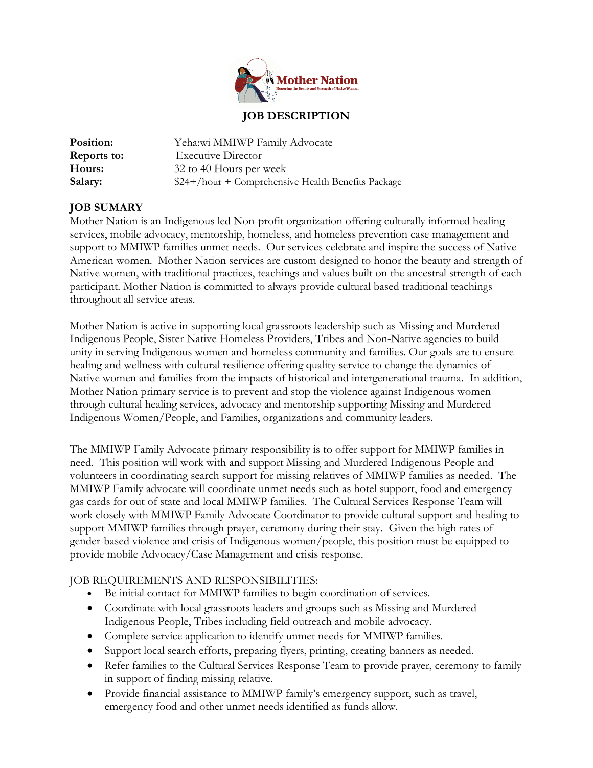Mother Nation

Honoring the Beauty and Strength of Native Women

# JOB DESCRIPTION

**Position:** Yeha:wi MMIWP Family Advocate
**Reports to:** Executive Director
**Hours:** 32 to 40 Hours per week
**Salary:** $24+/hour + Comprehensive Health Benefits Package

## JOB SUMARY

Mother Nation is an Indigenous led Non-profit organization offering culturally informed healing services, mobile advocacy, mentorship, homeless, and homeless prevention case management and support to MMIWP families unmet needs. Our services celebrate and inspire the success of Native American women. Mother Nation services are custom designed to honor the beauty and strength of Native women, with traditional practices, teachings and values built on the ancestral strength of each participant. Mother Nation is committed to always provide cultural based traditional teachings throughout all service areas.

Mother Nation is active in supporting local grassroots leadership such as Missing and Murdered Indigenous People, Sister Native Homeless Providers, Tribes and Non-Native agencies to build unity in serving Indigenous women and homeless community and families. Our goals are to ensure healing and wellness with cultural resilience offering quality service to change the dynamics of Native women and families from the impacts of historical and intergenerational trauma. In addition, Mother Nation primary service is to prevent and stop the violence against Indigenous women through cultural healing services, advocacy and mentorship supporting Missing and Murdered Indigenous Women/People, and Families, organizations and community leaders.

The MMIWP Family Advocate primary responsibility is to offer support for MMIWP families in need. This position will work with and support Missing and Murdered Indigenous People and volunteers in coordinating search support for missing relatives of MMIWP families as needed. The MMIWP Family advocate will coordinate unmet needs such as hotel support, food and emergency gas cards for out of state and local MMIWP families. The Cultural Services Response Team will work closely with MMIWP Family Advocate Coordinator to provide cultural support and healing to support MMIWP families through prayer, ceremony during their stay. Given the high rates of gender-based violence and crisis of Indigenous women/people, this position must be equipped to provide mobile Advocacy/Case Management and crisis response.

JOB REQUIREMENTS AND RESPONSIBILITIES:

- Be initial contact for MMIWP families to begin coordination of services.
- Coordinate with local grassroots leaders and groups such as Missing and Murdered Indigenous People, Tribes including field outreach and mobile advocacy.
- Complete service application to identify unmet needs for MMIWP families.
- Support local search efforts, preparing flyers, printing, creating banners as needed.
- Refer families to the Cultural Services Response Team to provide prayer, ceremony to family in support of finding missing relative.
- Provide financial assistance to MMIWP family's emergency support, such as travel, emergency food and other unmet needs identified as funds allow.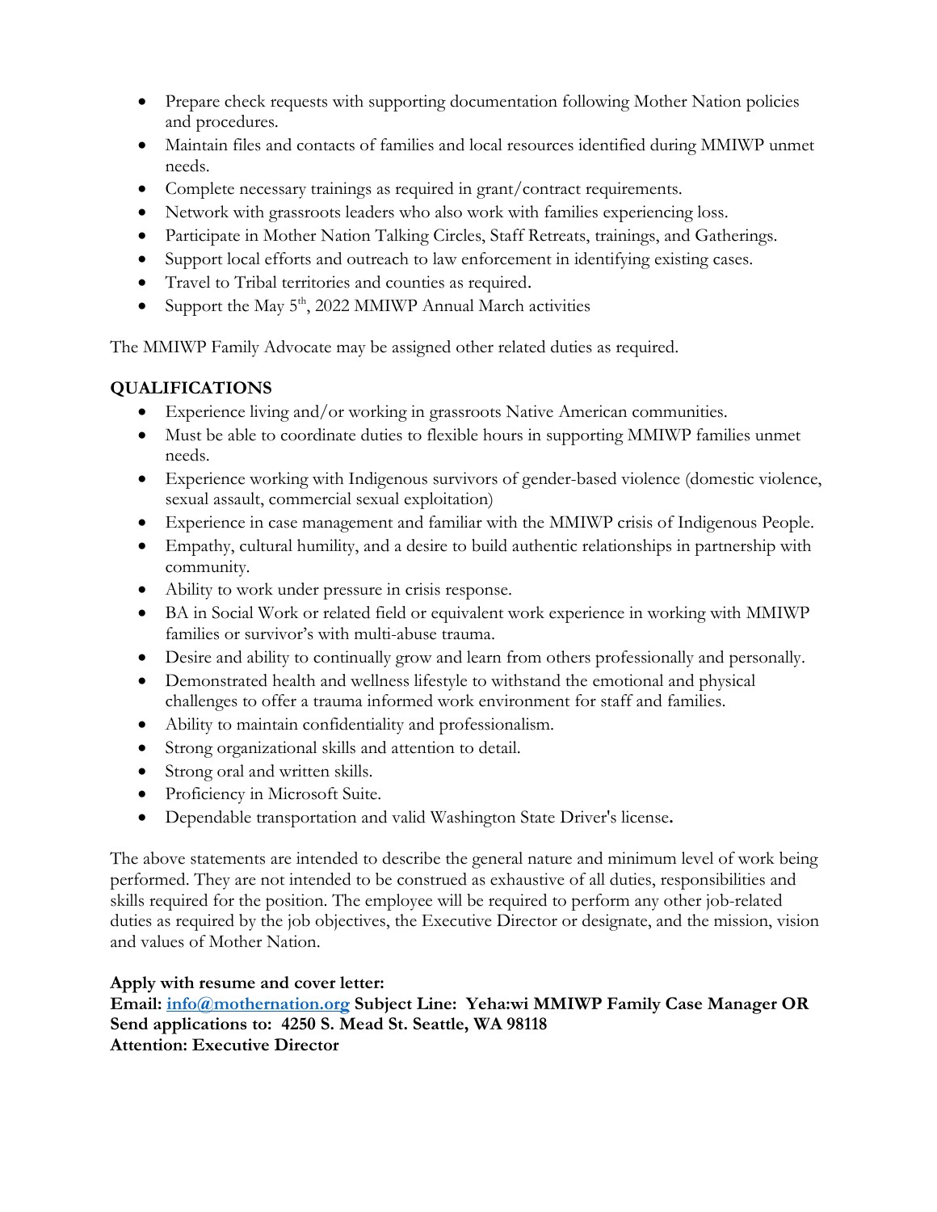- Prepare check requests with supporting documentation following Mother Nation policies and procedures.
- Maintain files and contacts of families and local resources identified during MMIWP unmet needs.
- Complete necessary trainings as required in grant/contract requirements.
- Network with grassroots leaders who also work with families experiencing loss.
- Participate in Mother Nation Talking Circles, Staff Retreats, trainings, and Gatherings.
- Support local efforts and outreach to law enforcement in identifying existing cases.
- Travel to Tribal territories and counties as required.
- Support the May 5th, 2022 MMIWP Annual March activities

The MMIWP Family Advocate may be assigned other related duties as required.

## QUALIFICATIONS

- Experience living and/or working in grassroots Native American communities.
- Must be able to coordinate duties to flexible hours in supporting MMIWP families unmet needs.
- Experience working with Indigenous survivors of gender-based violence (domestic violence, sexual assault, commercial sexual exploitation)
- Experience in case management and familiar with the MMIWP crisis of Indigenous People.
- Empathy, cultural humility, and a desire to build authentic relationships in partnership with community.
- Ability to work under pressure in crisis response.
- BA in Social Work or related field or equivalent work experience in working with MMIWP families or survivor's with multi-abuse trauma.
- Desire and ability to continually grow and learn from others professionally and personally.
- Demonstrated health and wellness lifestyle to withstand the emotional and physical challenges to offer a trauma informed work environment for staff and families.
- Ability to maintain confidentiality and professionalism.
- Strong organizational skills and attention to detail.
- Strong oral and written skills.
- Proficiency in Microsoft Suite.
- Dependable transportation and valid Washington State Driver's license.

The above statements are intended to describe the general nature and minimum level of work being performed. They are not intended to be construed as exhaustive of all duties, responsibilities and skills required for the position. The employee will be required to perform any other job-related duties as required by the job objectives, the Executive Director or designate, and the mission, vision and values of Mother Nation.

**Apply with resume and cover letter:**
**Email: info@mothernation.org Subject Line: Yeha:wi MMIWP Family Case Manager OR**
**Send applications to: 4250 S. Mead St. Seattle, WA 98118**
**Attention: Executive Director**